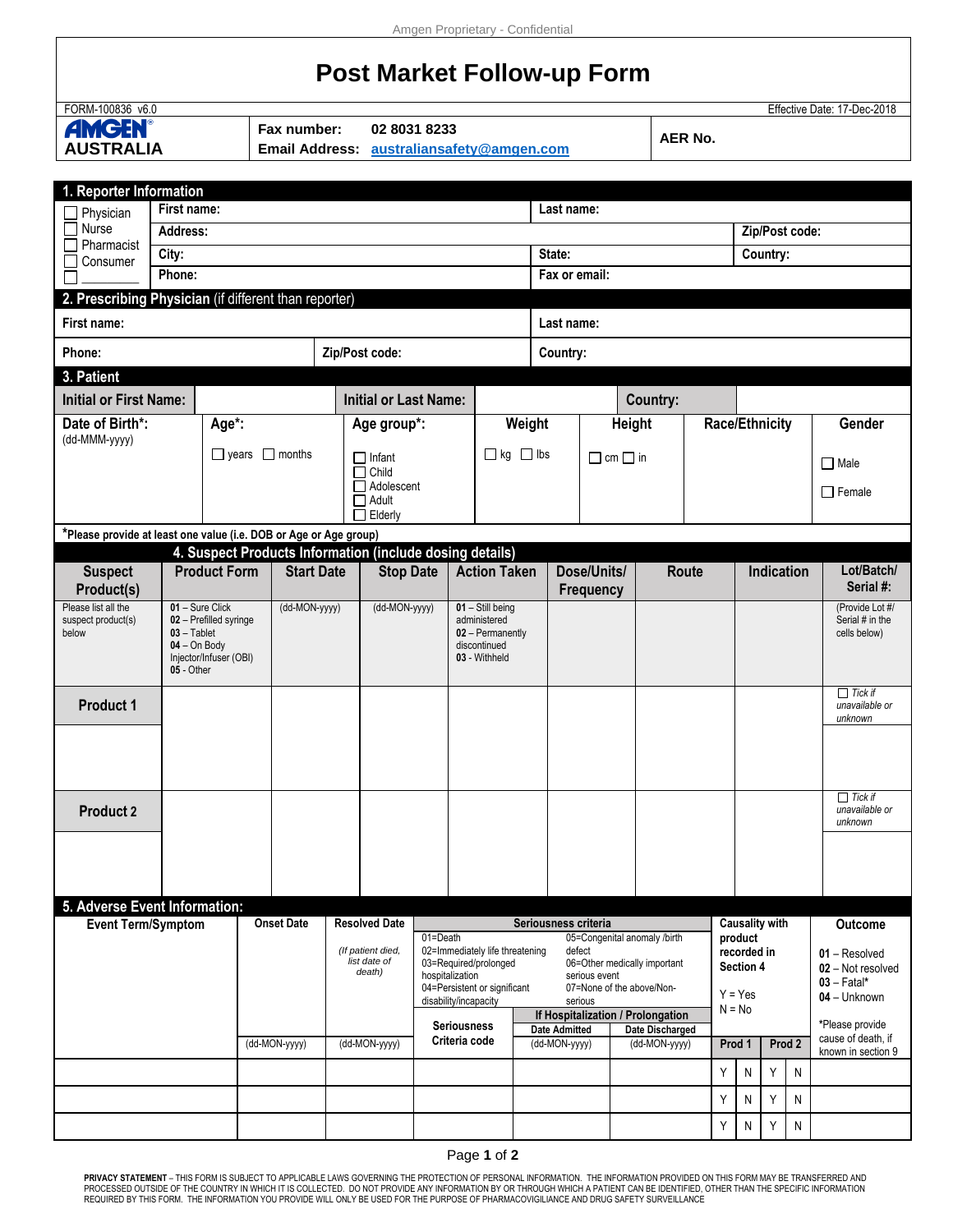Amgen Proprietary - Confidential

# Post Market Follow-up Form

FORM-100836 v6.0 | Effective Date: 17-Dec-2018

**AMGEN AUSTRALIA**

**Fax number:** 02 8031 8233
**Email Address:** australiansafety@amgen.com

**AER No.**

## 1. Reporter Information

| ☐ Physician ☐ Nurse ☐ Pharmacist ☐ Consumer ☐ ________ | **First name:** | **Last name:** | |
|---|---|---|---|
| | **Address:** | | **Zip/Post code:** |
| | **City:** | **State:** | **Country:** |
| | **Phone:** | **Fax or email:** | |

## 2. Prescribing Physician (if different than reporter)

| **First name:** | | **Last name:** |
|---|---|---|
| **Phone:** | **Zip/Post code:** | **Country:** |

## 3. Patient

| **Initial or First Name:** | | **Initial or Last Name:** | | **Country:** | | |
|---|---|---|---|---|---|---|
| **Date of Birth*:** (dd-MMM-yyyy) | **Age*:** ☐ years ☐ months | **Age group*:** ☐ Infant ☐ Child ☐ Adolescent ☐ Adult ☐ Elderly | **Weight** ☐ kg ☐ lbs | **Height** ☐ cm ☐ in | **Race/Ethnicity** | **Gender** ☐ Male ☐ Female |

***Please provide at least one value (i.e. DOB or Age or Age group)**

## 4. Suspect Products Information (include dosing details)

| Suspect Product(s) | Product Form | Start Date | Stop Date | Action Taken | Dose/Units/ Frequency | Route | Indication | Lot/Batch/ Serial #: |
|---|---|---|---|---|---|---|---|---|
| Please list all the suspect product(s) below | **01** – Sure Click **02** – Prefilled syringe **03** – Tablet **04** – On Body Injector/Infuser (OBI) **05** - Other | (dd-MON-yyyy) | (dd-MON-yyyy) | **01** – Still being administered **02** – Permanently discontinued **03** - Withheld | | | | (Provide Lot #/ Serial # in the cells below) |
| **Product 1** | | | | | | | | ☐ *Tick if unavailable or unknown* |
| **Product 2** | | | | | | | | ☐ *Tick if unavailable or unknown* |

## 5. Adverse Event Information:

Seriousness criteria: 01=Death; 02=Immediately life threatening; 03=Required/prolonged hospitalization; 04=Persistent or significant disability/incapacity; 05=Congenital anomaly /birth defect; 06=Other medically important serious event; 07=None of the above/Non-serious

Causality with product recorded in Section 4: Y = Yes, N = No

Outcome: **01** – Resolved; **02** – Not resolved; **03** – Fatal*; **04** – Unknown. *Please provide cause of death, if known in section 9

| Event Term/Symptom | Onset Date (dd-MON-yyyy) | Resolved Date (*If patient died, list date of death*) (dd-MON-yyyy) | Seriousness Criteria code | If Hospitalization / Prolongation: Date Admitted (dd-MON-yyyy) | Date Discharged (dd-MON-yyyy) | Causality Prod 1 | Causality Prod 2 | Outcome |
|---|---|---|---|---|---|---|---|---|
| | | | | | | Y N | Y N | |
| | | | | | | Y N | Y N | |
| | | | | | | Y N | Y N | |

**PRIVACY STATEMENT** – THIS FORM IS SUBJECT TO APPLICABLE LAWS GOVERNING THE PROTECTION OF PERSONAL INFORMATION. THE INFORMATION PROVIDED ON THIS FORM MAY BE TRANSFERRED AND PROCESSED OUTSIDE OF THE COUNTRY IN WHICH IT IS COLLECTED. DO NOT PROVIDE ANY INFORMATION BY OR THROUGH WHICH A PATIENT CAN BE IDENTIFIED, OTHER THAN THE SPECIFIC INFORMATION REQUIRED BY THIS FORM. THE INFORMATION YOU PROVIDE WILL ONLY BE USED FOR THE PURPOSE OF PHARMACOVIGILIANCE AND DRUG SAFETY SURVEILLANCE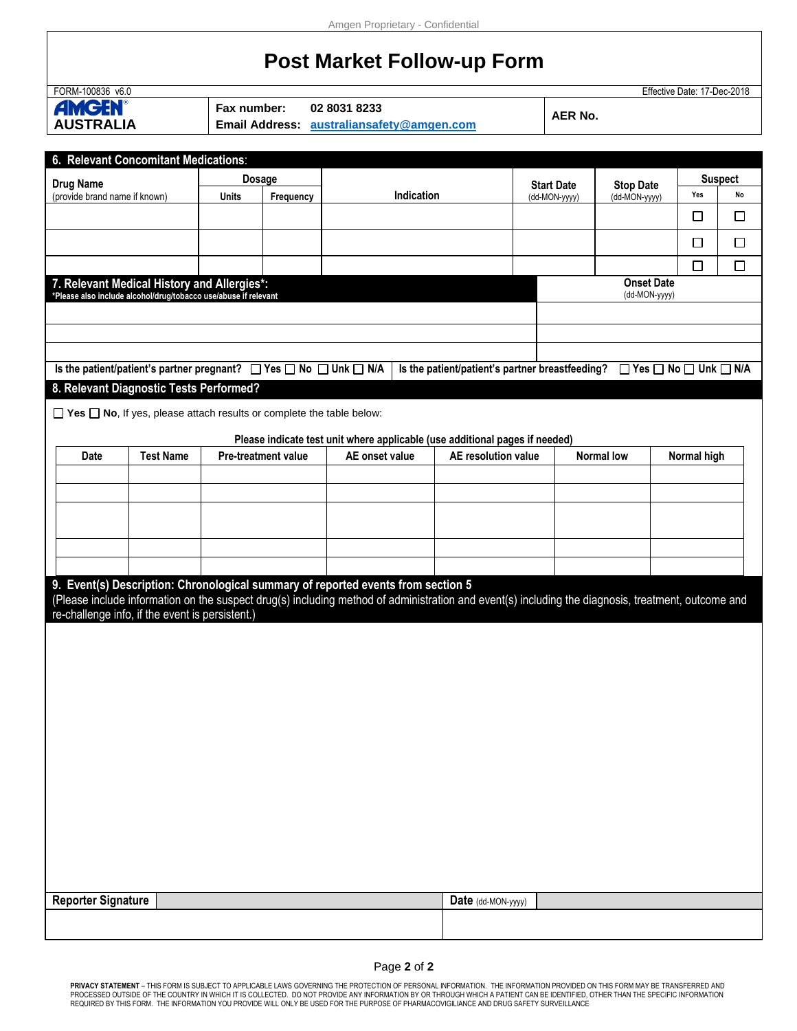Amgen Proprietary - Confidential

# Post Market Follow-up Form

FORM-100836 v6.0 | Effective Date: 17-Dec-2018

**AMGEN AUSTRALIA**

**Fax number:** 02 8031 8233
**Email Address:** australiansafety@amgen.com

**AER No.**

## 6. Relevant Concomitant Medications:

| Drug Name (provide brand name if known) | Dosage | | Indication | Start Date (dd-MON-yyyy) | Stop Date (dd-MON-yyyy) | Suspect | |
|---|---|---|---|---|---|---|---|
| | Units | Frequency | | | | Yes | No |
| | | | | | | ☐ | ☐ |
| | | | | | | ☐ | ☐ |
| | | | | | | ☐ | ☐ |

## 7. Relevant Medical History and Allergies*:

*Please also include alcohol/drug/tobacco use/abuse if relevant

| Relevant Medical History and Allergies | Onset Date (dd-MON-yyyy) |
|---|---|
| | |
| | |
| | |

Is the patient/patient's partner pregnant? ☐ Yes ☐ No ☐ Unk ☐ N/A | Is the patient/patient's partner breastfeeding? ☐ Yes ☐ No ☐ Unk ☐ N/A

## 8. Relevant Diagnostic Tests Performed?

☐ **Yes** ☐ **No**, If yes, please attach results or complete the table below:

**Please indicate test unit where applicable (use additional pages if needed)**

| Date | Test Name | Pre-treatment value | AE onset value | AE resolution value | Normal low | Normal high |
|---|---|---|---|---|---|---|
| | | | | | | |
| | | | | | | |
| | | | | | | |
| | | | | | | |
| | | | | | | |

## 9. Event(s) Description: Chronological summary of reported events from section 5

(Please include information on the suspect drug(s) including method of administration and event(s) including the diagnosis, treatment, outcome and re-challenge info, if the event is persistent.)

| Reporter Signature | Date (dd-MON-yyyy) |
|---|---|
| | |

**PRIVACY STATEMENT** – THIS FORM IS SUBJECT TO APPLICABLE LAWS GOVERNING THE PROTECTION OF PERSONAL INFORMATION. THE INFORMATION PROVIDED ON THIS FORM MAY BE TRANSFERRED AND PROCESSED OUTSIDE OF THE COUNTRY IN WHICH IT IS COLLECTED. DO NOT PROVIDE ANY INFORMATION BY OR THROUGH WHICH A PATIENT CAN BE IDENTIFIED, OTHER THAN THE SPECIFIC INFORMATION REQUIRED BY THIS FORM. THE INFORMATION YOU PROVIDE WILL ONLY BE USED FOR THE PURPOSE OF PHARMACOVIGILIANCE AND DRUG SAFETY SURVEILLANCE